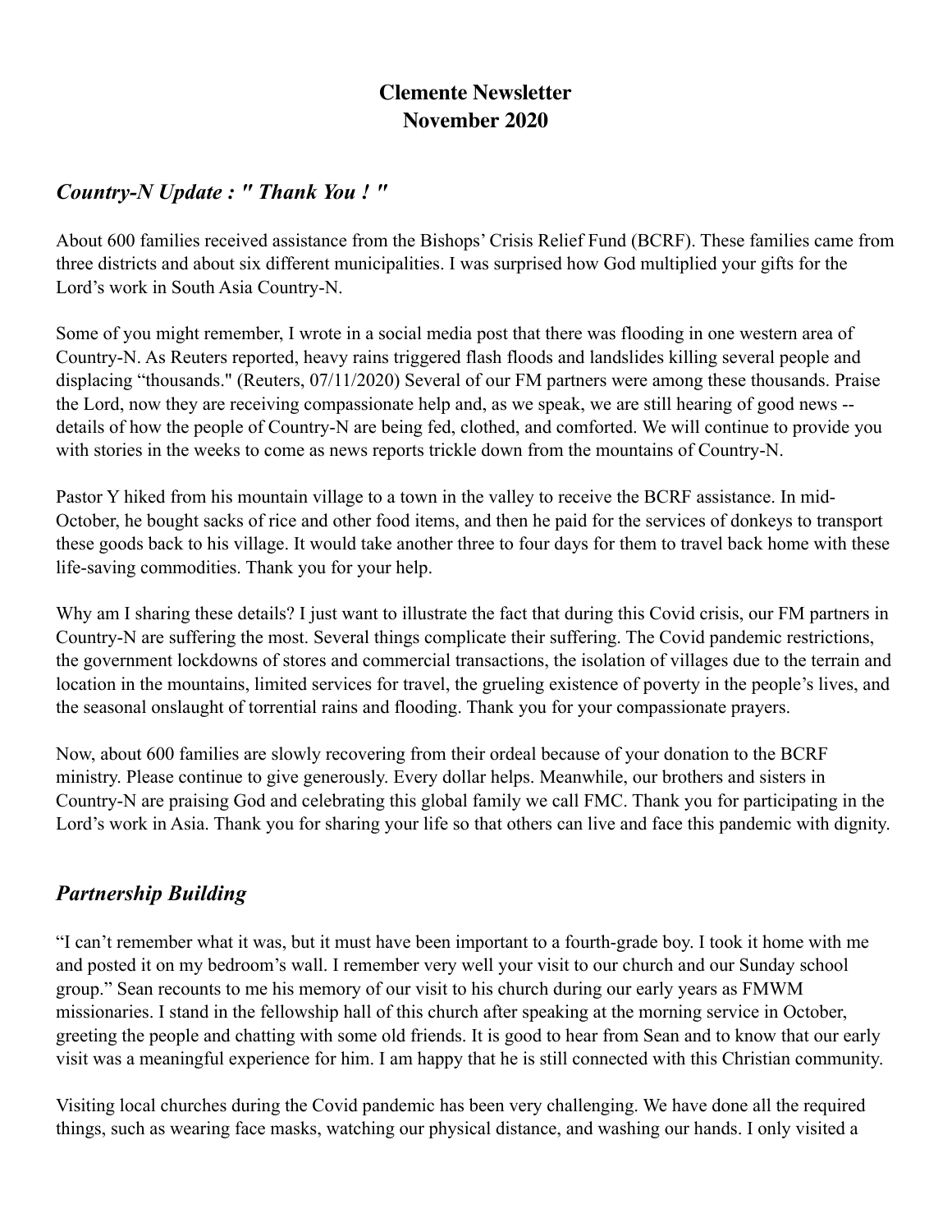# Clemente Newsletter
# November 2020

## *Country-N Update : " Thank You ! "*

About 600 families received assistance from the Bishops' Crisis Relief Fund (BCRF). These families came from three districts and about six different municipalities. I was surprised how God multiplied your gifts for the Lord's work in South Asia Country-N.

Some of you might remember, I wrote in a social media post that there was flooding in one western area of Country-N. As Reuters reported, heavy rains triggered flash floods and landslides killing several people and displacing "thousands." (Reuters, 07/11/2020) Several of our FM partners were among these thousands. Praise the Lord, now they are receiving compassionate help and, as we speak, we are still hearing of good news -- details of how the people of Country-N are being fed, clothed, and comforted. We will continue to provide you with stories in the weeks to come as news reports trickle down from the mountains of Country-N.

Pastor Y hiked from his mountain village to a town in the valley to receive the BCRF assistance. In mid-October, he bought sacks of rice and other food items, and then he paid for the services of donkeys to transport these goods back to his village. It would take another three to four days for them to travel back home with these life-saving commodities. Thank you for your help.

Why am I sharing these details? I just want to illustrate the fact that during this Covid crisis, our FM partners in Country-N are suffering the most. Several things complicate their suffering. The Covid pandemic restrictions, the government lockdowns of stores and commercial transactions, the isolation of villages due to the terrain and location in the mountains, limited services for travel, the grueling existence of poverty in the people's lives, and the seasonal onslaught of torrential rains and flooding. Thank you for your compassionate prayers.

Now, about 600 families are slowly recovering from their ordeal because of your donation to the BCRF ministry. Please continue to give generously. Every dollar helps. Meanwhile, our brothers and sisters in Country-N are praising God and celebrating this global family we call FMC. Thank you for participating in the Lord's work in Asia. Thank you for sharing your life so that others can live and face this pandemic with dignity.

## *Partnership Building*

"I can't remember what it was, but it must have been important to a fourth-grade boy. I took it home with me and posted it on my bedroom's wall. I remember very well your visit to our church and our Sunday school group." Sean recounts to me his memory of our visit to his church during our early years as FMWM missionaries. I stand in the fellowship hall of this church after speaking at the morning service in October, greeting the people and chatting with some old friends. It is good to hear from Sean and to know that our early visit was a meaningful experience for him. I am happy that he is still connected with this Christian community.

Visiting local churches during the Covid pandemic has been very challenging. We have done all the required things, such as wearing face masks, watching our physical distance, and washing our hands. I only visited a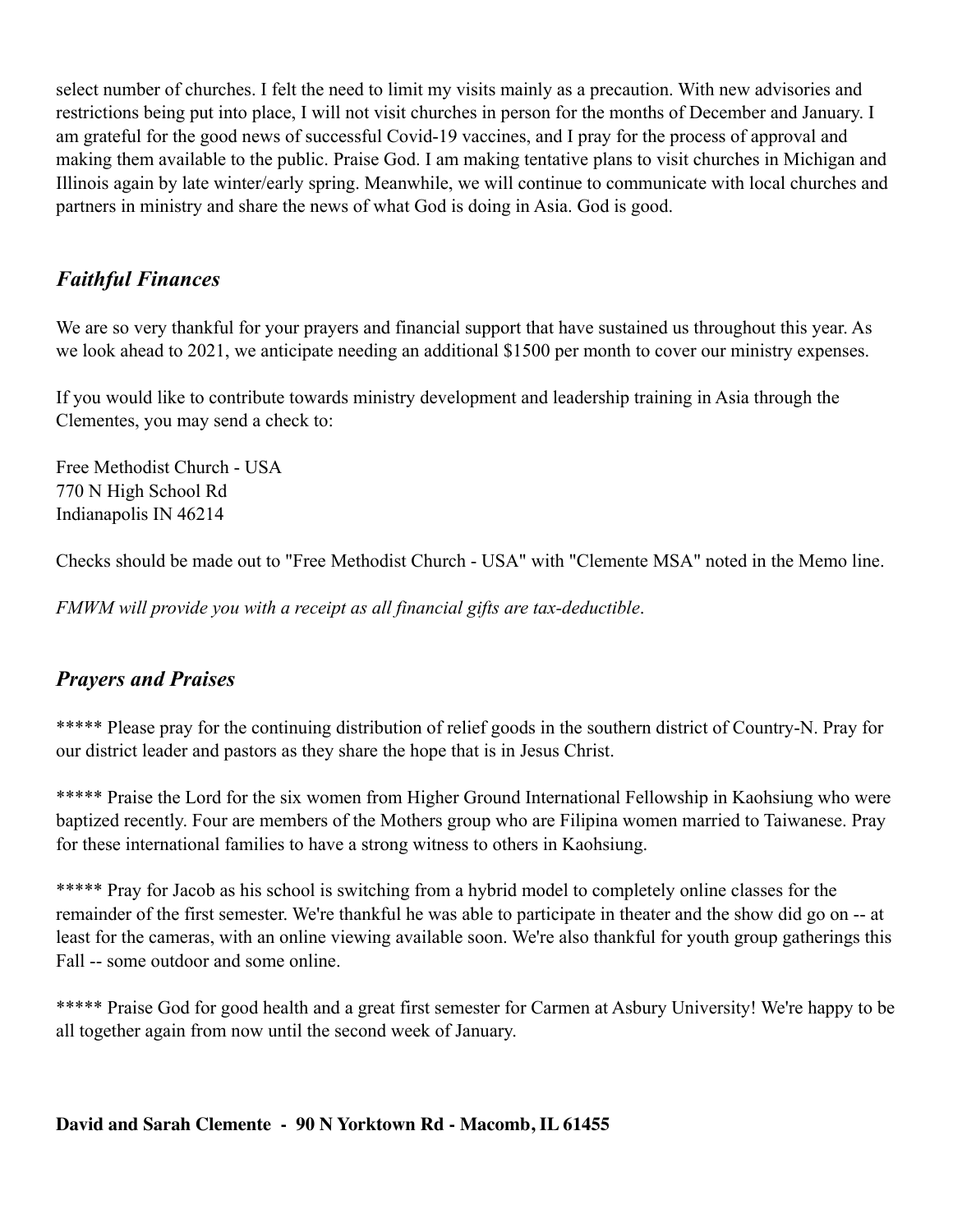select number of churches. I felt the need to limit my visits mainly as a precaution. With new advisories and restrictions being put into place, I will not visit churches in person for the months of December and January. I am grateful for the good news of successful Covid-19 vaccines, and I pray for the process of approval and making them available to the public. Praise God. I am making tentative plans to visit churches in Michigan and Illinois again by late winter/early spring. Meanwhile, we will continue to communicate with local churches and partners in ministry and share the news of what God is doing in Asia. God is good.

## *Faithful Finances*

We are so very thankful for your prayers and financial support that have sustained us throughout this year. As we look ahead to 2021, we anticipate needing an additional $1500 per month to cover our ministry expenses.

If you would like to contribute towards ministry development and leadership training in Asia through the Clementes, you may send a check to:

Free Methodist Church - USA
770 N High School Rd
Indianapolis IN 46214

Checks should be made out to "Free Methodist Church - USA" with "Clemente MSA" noted in the Memo line.

*FMWM will provide you with a receipt as all financial gifts are tax-deductible*.

## *Prayers and Praises*

***** Please pray for the continuing distribution of relief goods in the southern district of Country-N. Pray for our district leader and pastors as they share the hope that is in Jesus Christ.

***** Praise the Lord for the six women from Higher Ground International Fellowship in Kaohsiung who were baptized recently. Four are members of the Mothers group who are Filipina women married to Taiwanese. Pray for these international families to have a strong witness to others in Kaohsiung.

***** Pray for Jacob as his school is switching from a hybrid model to completely online classes for the remainder of the first semester. We're thankful he was able to participate in theater and the show did go on -- at least for the cameras, with an online viewing available soon. We're also thankful for youth group gatherings this Fall -- some outdoor and some online.

***** Praise God for good health and a great first semester for Carmen at Asbury University! We're happy to be all together again from now until the second week of January.

**David and Sarah Clemente - 90 N Yorktown Rd - Macomb, IL 61455**